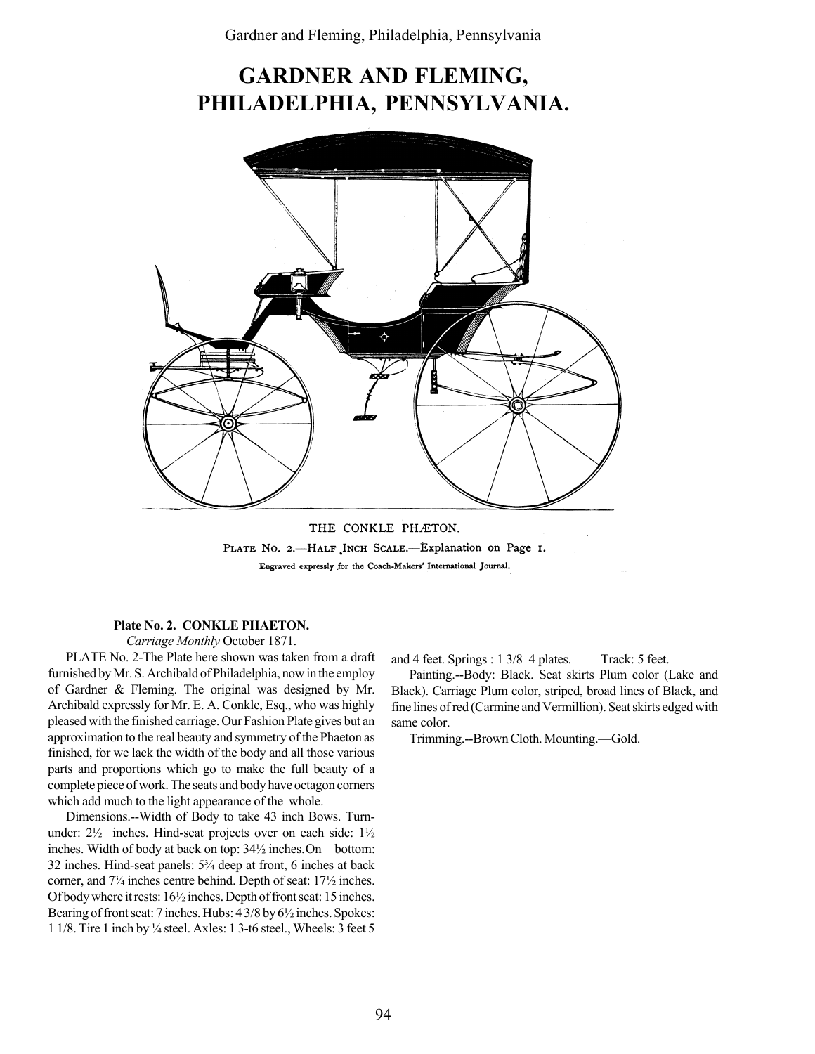# GARDNER AND FLEMING, PHILADELPHIA, PENNSYLVANIA.

THE CONKLE PHÆTON.

PLATE NO. 2.—HALF INCH SCALE.—Explanation on Page 1.

Engraved expressly for the Coach-Makers' International Journal.

**Plate No. 2. CONKLE PHAETON.**

*Carriage Monthly* October 1871.

PLATE No. 2-The Plate here shown was taken from a draft furnished by Mr. S. Archibald of Philadelphia, now in the employ of Gardner & Fleming. The original was designed by Mr. Archibald expressly for Mr. E. A. Conkle, Esq., who was highly pleased with the finished carriage. Our Fashion Plate gives but an approximation to the real beauty and symmetry of the Phaeton as finished, for we lack the width of the body and all those various parts and proportions which go to make the full beauty of a complete piece of work. The seats and body have octagon corners which add much to the light appearance of the whole.

Dimensions.--Width of Body to take 43 inch Bows. Turn-under: 2½ inches. Hind-seat projects over on each side: 1½ inches. Width of body at back on top: 34½ inches. On bottom: 32 inches. Hind-seat panels: 5¾ deep at front, 6 inches at back corner, and 7¾ inches centre behind. Depth of seat: 17½ inches. Of body where it rests: 16½ inches. Depth of front seat: 15 inches. Bearing of front seat: 7 inches. Hubs: 4 3/8 by 6½ inches. Spokes: 1 1/8. Tire 1 inch by ¼ steel. Axles: 1 3-t6 steel., Wheels: 3 feet 5 and 4 feet. Springs : 1 3/8 4 plates. Track: 5 feet.

Painting.--Body: Black. Seat skirts Plum color (Lake and Black). Carriage Plum color, striped, broad lines of Black, and fine lines of red (Carmine and Vermillion). Seat skirts edged with same color.

Trimming.--Brown Cloth. Mounting.—Gold.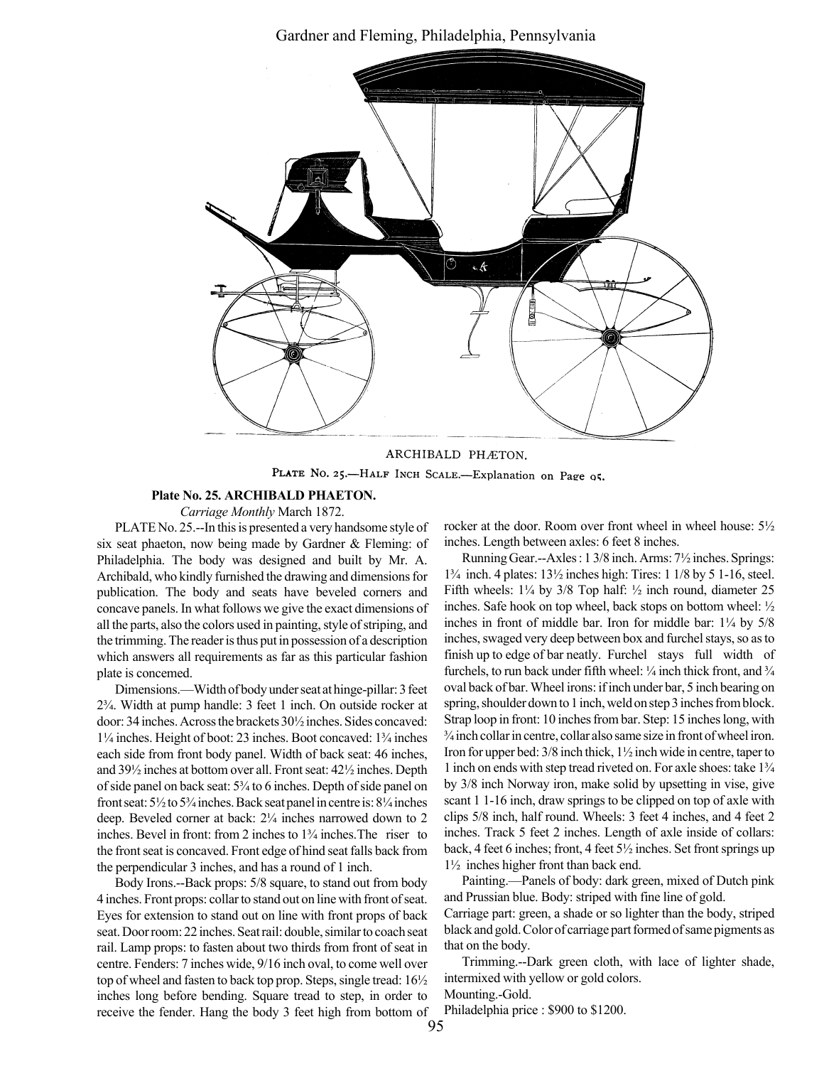Gardner and Fleming, Philadelphia, Pennsylvania

ARCHIBALD PHÆTON.

PLATE No. 25.—HALF INCH SCALE.—Explanation on Page 95.

### Plate No. 25. ARCHIBALD PHAETON.

*Carriage Monthly* March 1872.

PLATE No. 25.--In this is presented a very handsome style of six seat phaeton, now being made by Gardner & Fleming: of Philadelphia. The body was designed and built by Mr. A. Archibald, who kindly furnished the drawing and dimensions for publication. The body and seats have beveled corners and concave panels. In what follows we give the exact dimensions of all the parts, also the colors used in painting, style of striping, and the trimming. The reader is thus put in possession of a description which answers all requirements as far as this particular fashion plate is concemed.

Dimensions.—Width of body under seat at hinge-pillar: 3 feet 2¾. Width at pump handle: 3 feet 1 inch. On outside rocker at door: 34 inches. Across the brackets 30½ inches. Sides concaved: 1¼ inches. Height of boot: 23 inches. Boot concaved: 1¾ inches each side from front body panel. Width of back seat: 46 inches, and 39½ inches at bottom over all. Front seat: 42½ inches. Depth of side panel on back seat: 5¾ to 6 inches. Depth of side panel on front seat: 5½ to 5¾ inches. Back seat panel in centre is: 8¼ inches deep. Beveled corner at back: 2¼ inches narrowed down to 2 inches. Bevel in front: from 2 inches to 1¾ inches.The riser to the front seat is concaved. Front edge of hind seat falls back from the perpendicular 3 inches, and has a round of 1 inch.

Body Irons.--Back props: 5/8 square, to stand out from body 4 inches. Front props: collar to stand out on line with front of seat. Eyes for extension to stand out on line with front props of back seat. Door room: 22 inches. Seat rail: double, similar to coach seat rail. Lamp props: to fasten about two thirds from front of seat in centre. Fenders: 7 inches wide, 9/16 inch oval, to come well over top of wheel and fasten to back top prop. Steps, single tread: 16½ inches long before bending. Square tread to step, in order to receive the fender. Hang the body 3 feet high from bottom of rocker at the door. Room over front wheel in wheel house: 5½ inches. Length between axles: 6 feet 8 inches.

Running Gear.--Axles : 1 3/8 inch. Arms: 7½ inches. Springs: 1¾ inch. 4 plates: 13½ inches high: Tires: 1 1/8 by 5 1-16, steel. Fifth wheels: 1¼ by 3/8 Top half: ½ inch round, diameter 25 inches. Safe hook on top wheel, back stops on bottom wheel: ½ inches in front of middle bar. Iron for middle bar: 1¼ by 5/8 inches, swaged very deep between box and furchel stays, so as to finish up to edge of bar neatly. Furchel stays full width of furchels, to run back under fifth wheel: ¼ inch thick front, and ¾ oval back of bar. Wheel irons: if inch under bar, 5 inch bearing on spring, shoulder down to 1 inch, weld on step 3 inches from block. Strap loop in front: 10 inches from bar. Step: 15 inches long, with ¾ inch collar in centre, collar also same size in front of wheel iron. Iron for upper bed: 3/8 inch thick, 1½ inch wide in centre, taper to 1 inch on ends with step tread riveted on. For axle shoes: take 1¾ by 3/8 inch Norway iron, make solid by upsetting in vise, give scant 1 1-16 inch, draw springs to be clipped on top of axle with clips 5/8 inch, half round. Wheels: 3 feet 4 inches, and 4 feet 2 inches. Track 5 feet 2 inches. Length of axle inside of collars: back, 4 feet 6 inches; front, 4 feet 5½ inches. Set front springs up 1½ inches higher front than back end.

Painting.—Panels of body: dark green, mixed of Dutch pink and Prussian blue. Body: striped with fine line of gold.

Carriage part: green, a shade or so lighter than the body, striped black and gold. Color of carriage part formed of same pigments as that on the body.

Trimming.--Dark green cloth, with lace of lighter shade, intermixed with yellow or gold colors.

Mounting.-Gold.

Philadelphia price : $900 to $1200.